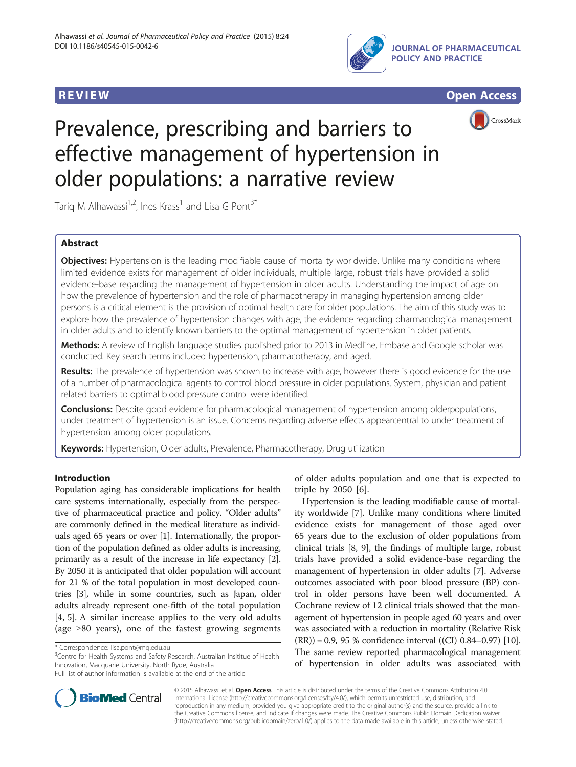REVIEW Open Access

# Prevalence, prescribing and barriers to effective management of hypertension in older populations: a narrative review

Tariq M Alhawassi[1,2], Ines Krass[1] and Lisa G Pont[3*]

## Abstract

**Objectives:** Hypertension is the leading modifiable cause of mortality worldwide. Unlike many conditions where limited evidence exists for management of older individuals, multiple large, robust trials have provided a solid evidence-base regarding the management of hypertension in older adults. Understanding the impact of age on how the prevalence of hypertension and the role of pharmacotherapy in managing hypertension among older persons is a critical element is the provision of optimal health care for older populations. The aim of this study was to explore how the prevalence of hypertension changes with age, the evidence regarding pharmacological management in older adults and to identify known barriers to the optimal management of hypertension in older patients.

**Methods:** A review of English language studies published prior to 2013 in Medline, Embase and Google scholar was conducted. Key search terms included hypertension, pharmacotherapy, and aged.

**Results:** The prevalence of hypertension was shown to increase with age, however there is good evidence for the use of a number of pharmacological agents to control blood pressure in older populations. System, physician and patient related barriers to optimal blood pressure control were identified.

**Conclusions:** Despite good evidence for pharmacological management of hypertension among olderpopulations, under treatment of hypertension is an issue. Concerns regarding adverse effects appearcentral to under treatment of hypertension among older populations.

**Keywords:** Hypertension, Older adults, Prevalence, Pharmacotherapy, Drug utilization

## Introduction

Population aging has considerable implications for health care systems internationally, especially from the perspective of pharmaceutical practice and policy. "Older adults" are commonly defined in the medical literature as individuals aged 65 years or over [1]. Internationally, the proportion of the population defined as older adults is increasing, primarily as a result of the increase in life expectancy [2]. By 2050 it is anticipated that older population will account for 21 % of the total population in most developed countries [3], while in some countries, such as Japan, older adults already represent one-fifth of the total population [4, 5]. A similar increase applies to the very old adults (age ≥80 years), one of the fastest growing segments of older adults population and one that is expected to triple by 2050 [6].

Hypertension is the leading modifiable cause of mortality worldwide [7]. Unlike many conditions where limited evidence exists for management of those aged over 65 years due to the exclusion of older populations from clinical trials [8, 9], the findings of multiple large, robust trials have provided a solid evidence-base regarding the management of hypertension in older adults [7]. Adverse outcomes associated with poor blood pressure (BP) control in older persons have been well documented. A Cochrane review of 12 clinical trials showed that the management of hypertension in people aged 60 years and over was associated with a reduction in mortality (Relative Risk (RR)) = 0.9, 95 % confidence interval ((CI) 0.84–0.97) [10]. The same review reported pharmacological management of hypertension in older adults was associated with

* Correspondence: lisa.pont@mq.edu.au
[3]Centre for Health Systems and Safety Research, Australian Insititue of Health Innovation, Macquarie University, North Ryde, Australia
Full list of author information is available at the end of the article

© 2015 Alhawassi et al. **Open Access** This article is distributed under the terms of the Creative Commons Attribution 4.0 International License (http://creativecommons.org/licenses/by/4.0/), which permits unrestricted use, distribution, and reproduction in any medium, provided you give appropriate credit to the original author(s) and the source, provide a link to the Creative Commons license, and indicate if changes were made. The Creative Commons Public Domain Dedication waiver (http://creativecommons.org/publicdomain/zero/1.0/) applies to the data made available in this article, unless otherwise stated.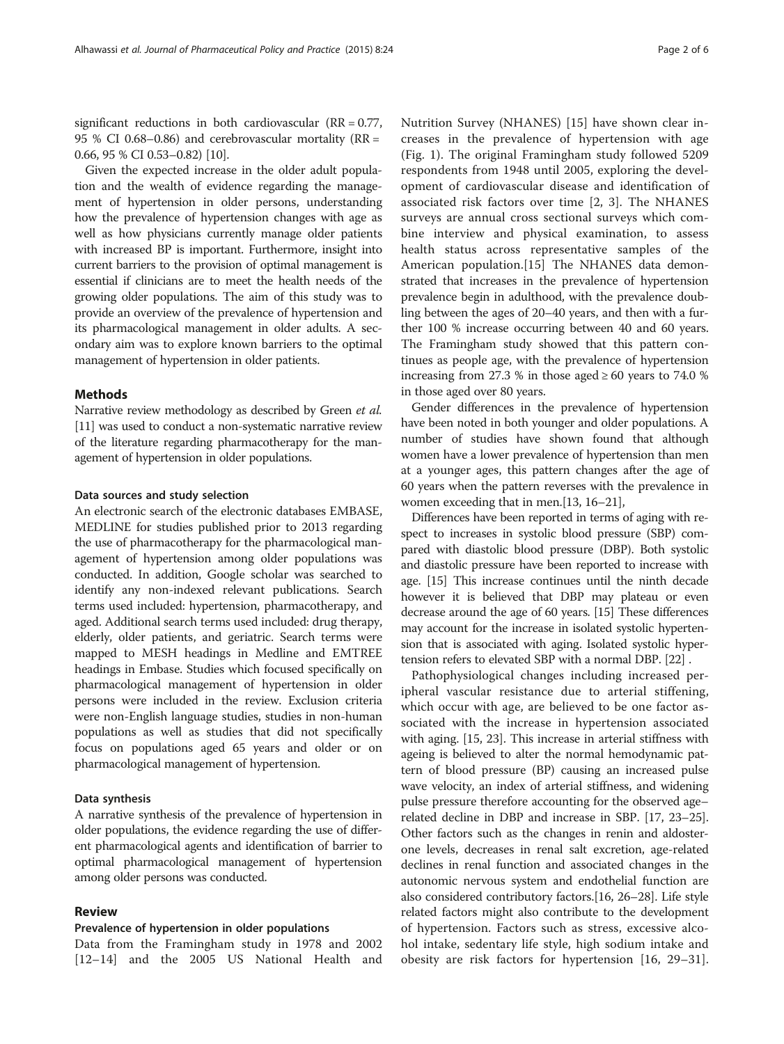significant reductions in both cardiovascular (RR = 0.77, 95 % CI 0.68–0.86) and cerebrovascular mortality (RR = 0.66, 95 % CI 0.53–0.82) [10].

Given the expected increase in the older adult population and the wealth of evidence regarding the management of hypertension in older persons, understanding how the prevalence of hypertension changes with age as well as how physicians currently manage older patients with increased BP is important. Furthermore, insight into current barriers to the provision of optimal management is essential if clinicians are to meet the health needs of the growing older populations. The aim of this study was to provide an overview of the prevalence of hypertension and its pharmacological management in older adults. A secondary aim was to explore known barriers to the optimal management of hypertension in older patients.

## Methods

Narrative review methodology as described by Green *et al.* [11] was used to conduct a non-systematic narrative review of the literature regarding pharmacotherapy for the management of hypertension in older populations.

### Data sources and study selection

An electronic search of the electronic databases EMBASE, MEDLINE for studies published prior to 2013 regarding the use of pharmacotherapy for the pharmacological management of hypertension among older populations was conducted. In addition, Google scholar was searched to identify any non-indexed relevant publications. Search terms used included: hypertension, pharmacotherapy, and aged. Additional search terms used included: drug therapy, elderly, older patients, and geriatric. Search terms were mapped to MESH headings in Medline and EMTREE headings in Embase. Studies which focused specifically on pharmacological management of hypertension in older persons were included in the review. Exclusion criteria were non-English language studies, studies in non-human populations as well as studies that did not specifically focus on populations aged 65 years and older or on pharmacological management of hypertension.

### Data synthesis

A narrative synthesis of the prevalence of hypertension in older populations, the evidence regarding the use of different pharmacological agents and identification of barrier to optimal pharmacological management of hypertension among older persons was conducted.

## Review

### Prevalence of hypertension in older populations

Data from the Framingham study in 1978 and 2002 [12–14] and the 2005 US National Health and Nutrition Survey (NHANES) [15] have shown clear increases in the prevalence of hypertension with age (Fig. 1). The original Framingham study followed 5209 respondents from 1948 until 2005, exploring the development of cardiovascular disease and identification of associated risk factors over time [2, 3]. The NHANES surveys are annual cross sectional surveys which combine interview and physical examination, to assess health status across representative samples of the American population.[15] The NHANES data demonstrated that increases in the prevalence of hypertension prevalence begin in adulthood, with the prevalence doubling between the ages of 20–40 years, and then with a further 100 % increase occurring between 40 and 60 years. The Framingham study showed that this pattern continues as people age, with the prevalence of hypertension increasing from 27.3 % in those aged ≥ 60 years to 74.0 % in those aged over 80 years.

Gender differences in the prevalence of hypertension have been noted in both younger and older populations. A number of studies have shown found that although women have a lower prevalence of hypertension than men at a younger ages, this pattern changes after the age of 60 years when the pattern reverses with the prevalence in women exceeding that in men.[13, 16–21],

Differences have been reported in terms of aging with respect to increases in systolic blood pressure (SBP) compared with diastolic blood pressure (DBP). Both systolic and diastolic pressure have been reported to increase with age. [15] This increase continues until the ninth decade however it is believed that DBP may plateau or even decrease around the age of 60 years. [15] These differences may account for the increase in isolated systolic hypertension that is associated with aging. Isolated systolic hypertension refers to elevated SBP with a normal DBP. [22] .

Pathophysiological changes including increased peripheral vascular resistance due to arterial stiffening, which occur with age, are believed to be one factor associated with the increase in hypertension associated with aging. [15, 23]. This increase in arterial stiffness with ageing is believed to alter the normal hemodynamic pattern of blood pressure (BP) causing an increased pulse wave velocity, an index of arterial stiffness, and widening pulse pressure therefore accounting for the observed age–related decline in DBP and increase in SBP. [17, 23–25]. Other factors such as the changes in renin and aldosterone levels, decreases in renal salt excretion, age-related declines in renal function and associated changes in the autonomic nervous system and endothelial function are also considered contributory factors.[16, 26–28]. Life style related factors might also contribute to the development of hypertension. Factors such as stress, excessive alcohol intake, sedentary life style, high sodium intake and obesity are risk factors for hypertension [16, 29–31].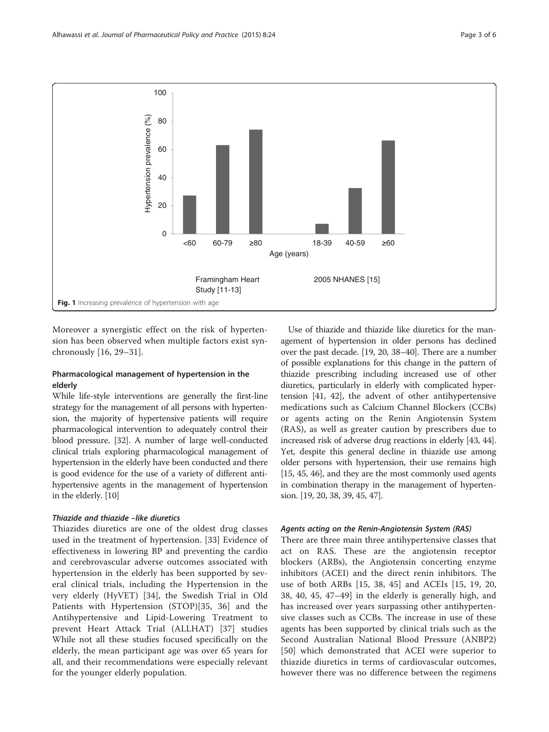Fig. 1 Increasing prevalence of hypertension with age

Moreover a synergistic effect on the risk of hypertension has been observed when multiple factors exist synchronously [16, 29–31].

## Pharmacological management of hypertension in the elderly

While life-style interventions are generally the first-line strategy for the management of all persons with hypertension, the majority of hypertensive patients will require pharmacological intervention to adequately control their blood pressure. [32]. A number of large well-conducted clinical trials exploring pharmacological management of hypertension in the elderly have been conducted and there is good evidence for the use of a variety of different antihypertensive agents in the management of hypertension in the elderly. [10]

### *Thiazide and thiazide –like diuretics*

Thiazides diuretics are one of the oldest drug classes used in the treatment of hypertension. [33] Evidence of effectiveness in lowering BP and preventing the cardio and cerebrovascular adverse outcomes associated with hypertension in the elderly has been supported by several clinical trials, including the Hypertension in the very elderly (HyVET) [34], the Swedish Trial in Old Patients with Hypertension (STOP)[35, 36] and the Antihypertensive and Lipid-Lowering Treatment to prevent Heart Attack Trial (ALLHAT) [37] studies While not all these studies focused specifically on the elderly, the mean participant age was over 65 years for all, and their recommendations were especially relevant for the younger elderly population.

Use of thiazide and thiazide like diuretics for the management of hypertension in older persons has declined over the past decade. [19, 20, 38–40]. There are a number of possible explanations for this change in the pattern of thiazide prescribing including increased use of other diuretics, particularly in elderly with complicated hypertension [41, 42], the advent of other antihypertensive medications such as Calcium Channel Blockers (CCBs) or agents acting on the Renin Angiotensin System (RAS), as well as greater caution by prescribers due to increased risk of adverse drug reactions in elderly [43, 44]. Yet, despite this general decline in thiazide use among older persons with hypertension, their use remains high [15, 45, 46], and they are the most commonly used agents in combination therapy in the management of hypertension. [19, 20, 38, 39, 45, 47].

### *Agents acting on the Renin-Angiotensin System (RAS)*

There are three main three antihypertensive classes that act on RAS. These are the angiotensin receptor blockers (ARBs), the Angiotensin concerting enzyme inhibitors (ACEI) and the direct renin inhibitors. The use of both ARBs [15, 38, 45] and ACEIs [15, 19, 20, 38, 40, 45, 47–49] in the elderly is generally high, and has increased over years surpassing other antihypertensive classes such as CCBs. The increase in use of these agents has been supported by clinical trials such as the Second Australian National Blood Pressure (ANBP2) [50] which demonstrated that ACEI were superior to thiazide diuretics in terms of cardiovascular outcomes, however there was no difference between the regimens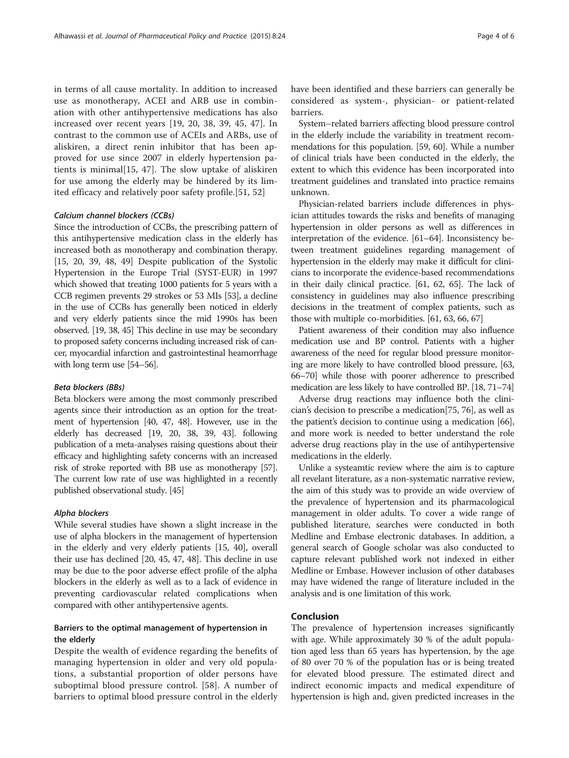in terms of all cause mortality. In addition to increased use as monotherapy, ACEI and ARB use in combination with other antihypertensive medications has also increased over recent years [19, 20, 38, 39, 45, 47]. In contrast to the common use of ACEIs and ARBs, use of aliskiren, a direct renin inhibitor that has been approved for use since 2007 in elderly hypertension patients is minimal[15, 47]. The slow uptake of aliskiren for use among the elderly may be hindered by its limited efficacy and relatively poor safety profile.[51, 52]

#### *Calcium channel blockers (CCBs)*

Since the introduction of CCBs, the prescribing pattern of this antihypertensive medication class in the elderly has increased both as monotherapy and combination therapy. [15, 20, 39, 48, 49] Despite publication of the Systolic Hypertension in the Europe Trial (SYST-EUR) in 1997 which showed that treating 1000 patients for 5 years with a CCB regimen prevents 29 strokes or 53 MIs [53], a decline in the use of CCBs has generally been noticed in elderly and very elderly patients since the mid 1990s has been observed. [19, 38, 45] This decline in use may be secondary to proposed safety concerns including increased risk of cancer, myocardial infarction and gastrointestinal heamorrhage with long term use [54–56].

#### *Beta blockers (BBs)*

Beta blockers were among the most commonly prescribed agents since their introduction as an option for the treatment of hypertension [40, 47, 48]. However, use in the elderly has decreased [19, 20, 38, 39, 43]. following publication of a meta-analyses raising questions about their efficacy and highlighting safety concerns with an increased risk of stroke reported with BB use as monotherapy [57]. The current low rate of use was highlighted in a recently published observational study. [45]

#### *Alpha blockers*

While several studies have shown a slight increase in the use of alpha blockers in the management of hypertension in the elderly and very elderly patients [15, 40], overall their use has declined [20, 45, 47, 48]. This decline in use may be due to the poor adverse effect profile of the alpha blockers in the elderly as well as to a lack of evidence in preventing cardiovascular related complications when compared with other antihypertensive agents.

### Barriers to the optimal management of hypertension in the elderly

Despite the wealth of evidence regarding the benefits of managing hypertension in older and very old populations, a substantial proportion of older persons have suboptimal blood pressure control. [58]. A number of barriers to optimal blood pressure control in the elderly have been identified and these barriers can generally be considered as system-, physician- or patient-related barriers.

System–related barriers affecting blood pressure control in the elderly include the variability in treatment recommendations for this population. [59, 60]. While a number of clinical trials have been conducted in the elderly, the extent to which this evidence has been incorporated into treatment guidelines and translated into practice remains unknown.

Physician-related barriers include differences in physician attitudes towards the risks and benefits of managing hypertension in older persons as well as differences in interpretation of the evidence. [61–64]. Inconsistency between treatment guidelines regarding management of hypertension in the elderly may make it difficult for clinicians to incorporate the evidence-based recommendations in their daily clinical practice. [61, 62, 65]. The lack of consistency in guidelines may also influence prescribing decisions in the treatment of complex patients, such as those with multiple co-morbidities. [61, 63, 66, 67]

Patient awareness of their condition may also influence medication use and BP control. Patients with a higher awareness of the need for regular blood pressure monitoring are more likely to have controlled blood pressure, [63, 66–70] while those with poorer adherence to prescribed medication are less likely to have controlled BP. [18, 71–74]

Adverse drug reactions may influence both the clinician's decision to prescribe a medication[75, 76], as well as the patient's decision to continue using a medication [66], and more work is needed to better understand the role adverse drug reactions play in the use of antihypertensive medications in the elderly.

Unlike a systeamtic review where the aim is to capture all revelant literature, as a non-systematic narrative review, the aim of this study was to provide an wide overview of the prevalence of hypertension and its pharmacological management in older adults. To cover a wide range of published literature, searches were conducted in both Medline and Embase electronic databases. In addition, a general search of Google scholar was also conducted to capture relevant published work not indexed in either Medline or Embase. However inclusion of other databases may have widened the range of literature included in the analysis and is one limitation of this work.

## Conclusion

The prevalence of hypertension increases significantly with age. While approximately 30 % of the adult population aged less than 65 years has hypertension, by the age of 80 over 70 % of the population has or is being treated for elevated blood pressure. The estimated direct and indirect economic impacts and medical expenditure of hypertension is high and, given predicted increases in the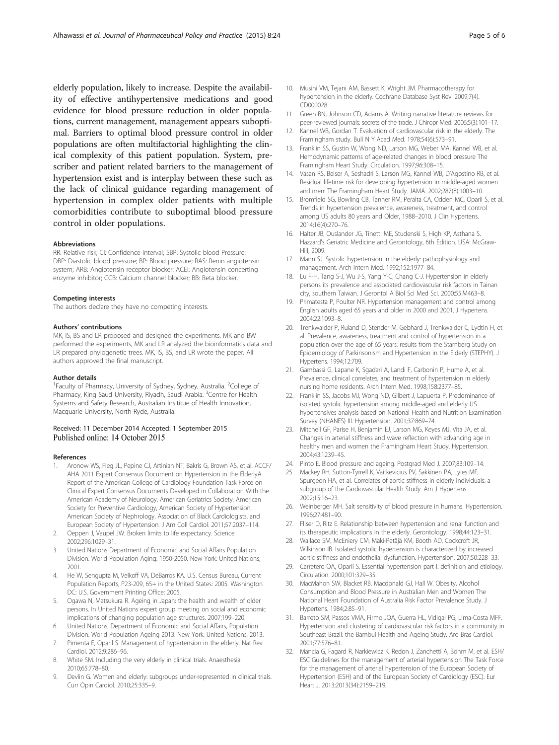elderly population, likely to increase. Despite the availability of effective antihypertensive medications and good evidence for blood pressure reduction in older populations, current management, management appears suboptimal. Barriers to optimal blood pressure control in older populations are often multifactorial highlighting the clinical complexity of this patient population. System, prescriber and patient related barriers to the management of hypertension exist and is interplay between these such as the lack of clinical guidance regarding management of hypertension in complex older patients with multiple comorbidities contribute to suboptimal blood pressure control in older populations.

#### Abbreviations

RR: Relative risk; CI: Confidence interval; SBP: Systolic blood Pressure; DBP: Diastolic blood pressure; BP: Blood pressure; RAS: Renin angiotensin system; ARB: Angiotensin receptor blocker; ACEI: Angiotensin concerting enzyme inhibitor; CCB: Calcium channel blocker; BB: Beta blocker.

#### Competing interests

The authors declare they have no competing interests.

#### Authors' contributions

MK, IS, BS and LR proposed and designed the experiments. MK and BW performed the experiments, MK and LR analyzed the bioinformatics data and LR prepared phylogenetic trees. MK, IS, BS, and LR wrote the paper. All authors approved the final manuscript.

#### Author details

[1]Faculty of Pharmacy, University of Sydney, Sydney, Australia. [2]College of Pharmacy, King Saud University, Riyadh, Saudi Arabia. [3]Centre for Health Systems and Safety Research, Australian Insititue of Health Innovation, Macquarie University, North Ryde, Australia.

Received: 11 December 2014 Accepted: 1 September 2015
Published online: 14 October 2015

#### References

1. Aronow WS, Fleg JL, Pepine CJ, Artinian NT, Bakris G, Brown AS, et al. ACCF/AHA 2011 Expert Consensus Document on Hypertension in the ElderlyA Report of the American College of Cardiology Foundation Task Force on Clinical Expert Consensus Documents Developed in Collaboration With the American Academy of Neurology, American Geriatrics Society, American Society for Preventive Cardiology, American Society of Hypertension, American Society of Nephrology, Association of Black Cardiologists, and European Society of Hypertension. J Am Coll Cardiol. 2011;57:2037–114.
2. Oeppen J, Vaupel JW. Broken limits to life expectancy. Science. 2002;296:1029–31.
3. United Nations Department of Economic and Social Affairs Population Division. World Population Aging: 1950-2050. New York: United Nations; 2001.
4. He W, Sengupta M, Velkoff VA, DeBarros KA. U.S. Census Bureau, Current Population Reports, P23-209, 65+ in the United States: 2005. Washington DC: U.S. Government Printing Office; 2005.
5. Ogawa N, Matsukura R. Ageing in Japan: the health and wealth of older persons. In United Nations expert group meeting on social and economic implications of changing population age structures. 2007;199–220.
6. United Nations, Department of Economic and Social Affairs, Population Division. World Population Ageing 2013. New York: United Nations, 2013.
7. Pimenta E, Oparil S. Management of hypertension in the elderly. Nat Rev Cardiol. 2012;9:286–96.
8. White SM. Including the very elderly in clinical trials. Anaesthesia. 2010;65:778–80.
9. Devlin G. Women and elderly: subgroups under-represented in clinical trials. Curr Opin Cardiol. 2010;25:335–9.
10. Musini VM, Tejani AM, Bassett K, Wright JM. Pharmacotherapy for hypertension in the elderly. Cochrane Database Syst Rev. 2009;7(4). CD000028.
11. Green BN, Johnson CD, Adams A. Writing narrative literature reviews for peer-reviewed journals: secrets of the trade. J Chiropr Med. 2006;5(3):101–17.
12. Kannel WB, Gordan T. Evaluation of cardiovascular risk in the elderly. The Framingham study. Bull N Y Acad Med. 1978;54(6):573–91.
13. Franklin SS, Gustin W, Wong ND, Larson MG, Weber MA, Kannel WB, et al. Hemodynamic patterns of age-related changes in blood pressure The Framingham Heart Study. Circulation. 1997;96:308–15.
14. Vasan RS, Beiser A, Seshadri S, Larson MG, Kannel WB, D'Agostino RB, et al. Residual lifetime risk for developing hypertension in middle-aged women and men: The Framingham Heart Study. JAMA. 2002;287(8):1003–10.
15. Bromfield SG, Bowling CB, Tanner RM, Peralta CA, Odden MC, Oparil S, et al. Trends in hypertension prevalence, awareness, treatment, and control among US adults 80 years and Older, 1988–2010. J Clin Hypertens. 2014;16(4):270–76.
16. Halter JB, Ouslander JG, Tinetti ME, Studenski S, High KP, Asthana S. Hazzard's Geriatric Medicine and Gerontology, 6th Edition. USA: McGraw-Hill; 2009.
17. Mann SJ. Systolic hypertension in the elderly: pathophysiology and management. Arch Intern Med. 1992;152:1977–84.
18. Lu F-H, Tang S-J, Wu J-S, Yang Y-C, Chang C-J. Hypertension in elderly persons its prevalence and associated cardiovascular risk factors in Tainan city, southern Taiwan. J Gerontol A Biol Sci Med Sci. 2000;55:M463–8.
19. Primatesta P, Poulter NR. Hypertension management and control among English adults aged 65 years and older in 2000 and 2001. J Hypertens. 2004;22:1093–8.
20. Trenkwalder P, Ruland D, Stender M, Gebhard J, Trenkwalder C, Lydtin H, et al. Prevalence, awareness, treatment and control of hypertension in a population over the age of 65 years: results from the Starnberg Study on Epidemiology of Parkinsonism and Hypertension in the Elderly (STEPHY). J Hypertens. 1994;12:709.
21. Gambassi G, Lapane K, Sgadari A, Landi F, Carbonin P, Hume A, et al. Prevalence, clinical correlates, and treatment of hypertension in elderly nursing home residents. Arch Intern Med. 1998;158:2377–85.
22. Franklin SS, Jacobs MJ, Wong ND, Gilbert J, Lapuerta P. Predominance of isolated systolic hypertension among middle-aged and elderly US hypertensives analysis based on National Health and Nutrition Examination Survey (NHANES) III. Hypertension. 2001;37:869–74.
23. Mitchell GF, Parise H, Benjamin EJ, Larson MG, Keyes MJ, Vita JA, et al. Changes in arterial stiffness and wave reflection with advancing age in healthy men and women the Framingham Heart Study. Hypertension. 2004;43:1239–45.
24. Pinto E. Blood pressure and ageing. Postgrad Med J. 2007;83:109–14.
25. Mackey RH, Sutton-Tyrrell K, Vaitkevicius PV, Sakkinen PA, Lyles MF, Spurgeon HA, et al. Correlates of aortic stiffness in elderly individuals: a subgroup of the Cardiovascular Health Study. Am J Hypertens. 2002;15:16–23.
26. Weinberger MH. Salt sensitivity of blood pressure in humans. Hypertension. 1996;27:481–90.
27. Fliser D, Ritz E. Relationship between hypertension and renal function and its therapeutic implications in the elderly. Gerontology. 1998;44:123–31.
28. Wallace SM, McEniery CM, Mäki-Petäjä KM, Booth AD, Cockcroft JR, Wilkinson IB. Isolated systolic hypertension is characterized by increased aortic stiffness and endothelial dysfunction. Hypertension. 2007;50:228–33.
29. Carretero OA, Oparil S. Essential hypertension part I: definition and etiology. Circulation. 2000;101:329–35.
30. MacMahon SW, Blacket RB, Macdonald GJ, Hall W. Obesity, Alcohol Consumption and Blood Pressure in Australian Men and Women The National Heart Foundation of Australia Risk Factor Prevalence Study. J Hypertens. 1984;2:85–91.
31. Barreto SM, Passos VMA, Firmo JOA, Guerra HL, Vidigal PG, Lima-Costa MFF. Hypertension and clustering of cardiovascular risk factors in a community in Southeast Brazil: the Bambuí Health and Ageing Study. Arq Bras Cardiol. 2001;77:576–81.
32. Mancia G, Fagard R, Narkiewicz K, Redon J, Zanchetti A, Böhm M, et al. ESH/ESC Guidelines for the management of arterial hypertension The Task Force for the management of arterial hypertension of the European Society of Hypertension (ESH) and of the European Society of Cardiology (ESC). Eur Heart J. 2013;2013(34):2159–219.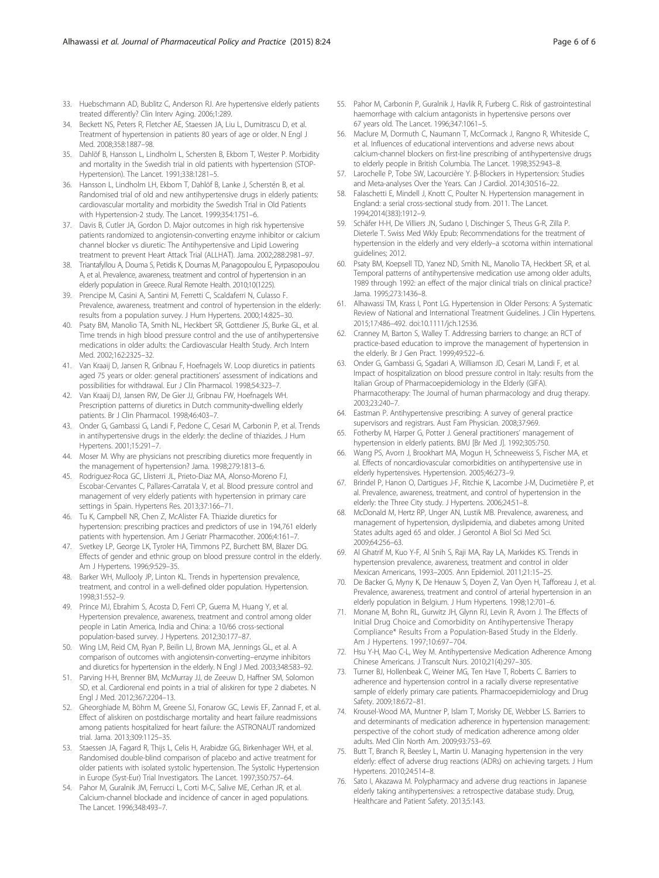33. Huebschmann AD, Bublitz C, Anderson RJ. Are hypertensive elderly patients treated differently? Clin Interv Aging. 2006;1:289.
34. Beckett NS, Peters R, Fletcher AE, Staessen JA, Liu L, Dumitrascu D, et al. Treatment of hypertension in patients 80 years of age or older. N Engl J Med. 2008;358:1887–98.
35. Dahlöf B, Hansson L, Lindholm L, Schersten B, Ekbom T, Wester P. Morbidity and mortality in the Swedish trial in old patients with hypertension (STOP-Hypertension). The Lancet. 1991;338:1281–5.
36. Hansson L, Lindholm LH, Ekbom T, Dahlöf B, Lanke J, Scherstén B, et al. Randomised trial of old and new antihypertensive drugs in elderly patients: cardiovascular mortality and morbidity the Swedish Trial in Old Patients with Hypertension-2 study. The Lancet. 1999;354:1751–6.
37. Davis B, Cutler JA, Gordon D. Major outcomes in high risk hypertensive patients randomized to angiotensin-converting enzyme inhibitor or calcium channel blocker vs diuretic: The Antihypertensive and Lipid Lowering treatment to prevent Heart Attack Trial (ALLHAT). Jama. 2002;288:2981–97.
38. Triantafyllou A, Douma S, Petidis K, Doumas M, Panagopoulou E, Pyrpasopoulou A, et al. Prevalence, awareness, treatment and control of hypertension in an elderly population in Greece. Rural Remote Health. 2010;10(1225).
39. Prencipe M, Casini A, Santini M, Ferretti C, Scaldaferri N, Culasso F. Prevalence, awareness, treatment and control of hypertension in the elderly: results from a population survey. J Hum Hypertens. 2000;14:825–30.
40. Psaty BM, Manolio TA, Smith NL, Heckbert SR, Gottdiener JS, Burke GL, et al. Time trends in high blood pressure control and the use of antihypertensive medications in older adults: the Cardiovascular Health Study. Arch Intern Med. 2002;162:2325–32.
41. Van Kraaij D, Jansen R, Gribnau F, Hoefnagels W. Loop diuretics in patients aged 75 years or older: general practitioners' assessment of indications and possibilities for withdrawal. Eur J Clin Pharmacol. 1998;54:323–7.
42. Van Kraaij DJ, Jansen RW, De Gier JJ, Gribnau FW, Hoefnagels WH. Prescription patterns of diuretics in Dutch community‐dwelling elderly patients. Br J Clin Pharmacol. 1998;46:403–7.
43. Onder G, Gambassi G, Landi F, Pedone C, Cesari M, Carbonin P, et al. Trends in antihypertensive drugs in the elderly: the decline of thiazides. J Hum Hypertens. 2001;15:291–7.
44. Moser M. Why are physicians not prescribing diuretics more frequently in the management of hypertension? Jama. 1998;279:1813–6.
45. Rodriguez-Roca GC, Llisterri JL, Prieto-Diaz MA, Alonso-Moreno FJ, Escobar-Cervantes C, Pallares-Carratala V, et al. Blood pressure control and management of very elderly patients with hypertension in primary care settings in Spain. Hypertens Res. 2013;37:166–71.
46. Tu K, Campbell NR, Chen Z, McAlister FA. Thiazide diuretics for hypertension: prescribing practices and predictors of use in 194,761 elderly patients with hypertension. Am J Geriatr Pharmacother. 2006;4:161–7.
47. Svetkey LP, George LK, Tyroler HA, Timmons PZ, Burchett BM, Blazer DG. Effects of gender and ethnic group on blood pressure control in the elderly. Am J Hypertens. 1996;9:529–35.
48. Barker WH, Mullooly JP, Linton KL. Trends in hypertension prevalence, treatment, and control in a well-defined older population. Hypertension. 1998;31:552–9.
49. Prince MJ, Ebrahim S, Acosta D, Ferri CP, Guerra M, Huang Y, et al. Hypertension prevalence, awareness, treatment and control among older people in Latin America, India and China: a 10/66 cross-sectional population-based survey. J Hypertens. 2012;30:177–87.
50. Wing LM, Reid CM, Ryan P, Beilin LJ, Brown MA, Jennings GL, et al. A comparison of outcomes with angiotensin-converting–enzyme inhibitors and diuretics for hypertension in the elderly. N Engl J Med. 2003;348:583–92.
51. Parving H-H, Brenner BM, McMurray JJ, de Zeeuw D, Haffner SM, Solomon SD, et al. Cardiorenal end points in a trial of aliskiren for type 2 diabetes. N Engl J Med. 2012;367:2204–13.
52. Gheorghiade M, Böhm M, Greene SJ, Fonarow GC, Lewis EF, Zannad F, et al. Effect of aliskiren on postdischarge mortality and heart failure readmissions among patients hospitalized for heart failure: the ASTRONAUT randomized trial. Jama. 2013;309:1125–35.
53. Staessen JA, Fagard R, Thijs L, Celis H, Arabidze GG, Birkenhager WH, et al. Randomised double-blind comparison of placebo and active treatment for older patients with isolated systolic hypertension. The Systolic Hypertension in Europe (Syst-Eur) Trial Investigators. The Lancet. 1997;350:757–64.
54. Pahor M, Guralnik JM, Ferrucci L, Corti M-C, Salive ME, Cerhan JR, et al. Calcium-channel blockade and incidence of cancer in aged populations. The Lancet. 1996;348:493–7.
55. Pahor M, Carbonin P, Guralnik J, Havlik R, Furberg C. Risk of gastrointestinal haemorrhage with calcium antagonists in hypertensive persons over 67 years old. The Lancet. 1996;347:1061–5.
56. Maclure M, Dormuth C, Naumann T, McCormack J, Rangno R, Whiteside C, et al. Influences of educational interventions and adverse news about calcium-channel blockers on first-line prescribing of antihypertensive drugs to elderly people in British Columbia. The Lancet. 1998;352:943–8.
57. Larochelle P, Tobe SW, Lacourcière Y. β-Blockers in Hypertension: Studies and Meta-analyses Over the Years. Can J Cardiol. 2014;30:S16–22.
58. Falaschetti E, Mindell J, Knott C, Poulter N. Hypertension management in England: a serial cross-sectional study from. 2011. The Lancet. 1994;2014(383):1912–9.
59. Schäfer H-H, De Villiers JN, Sudano I, Dischinger S, Theus G-R, Zilla P. Dieterle T. Swiss Med Wkly Epub: Recommendations for the treatment of hypertension in the elderly and very elderly–a scotoma within international guidelines; 2012.
60. Psaty BM, Koepsell TD, Yanez ND, Smith NL, Manolio TA, Heckbert SR, et al. Temporal patterns of antihypertensive medication use among older adults, 1989 through 1992: an effect of the major clinical trials on clinical practice? Jama. 1995;273:1436–8.
61. Alhawassi TM, Krass I, Pont LG. Hypertension in Older Persons: A Systematic Review of National and International Treatment Guidelines. J Clin Hypertens. 2015;17:486–492. doi:10.1111/jch.12536.
62. Cranney M, Barton S, Walley T. Addressing barriers to change: an RCT of practice-based education to improve the management of hypertension in the elderly. Br J Gen Pract. 1999;49:522–6.
63. Onder G, Gambassi G, Sgadari A, Williamson JD, Cesari M, Landi F, et al. Impact of hospitalization on blood pressure control in Italy: results from the Italian Group of Pharmacoepidemiology in the Elderly (GIFA). Pharmacotherapy: The Journal of human pharmacology and drug therapy. 2003;23:240–7.
64. Eastman P. Antihypertensive prescribing: A survey of general practice supervisors and registrars. Aust Fam Physician. 2008;37:969.
65. Fotherby M, Harper G, Potter J. General practitioners' management of hypertension in elderly patients. BMJ [Br Med J]. 1992;305:750.
66. Wang PS, Avorn J, Brookhart MA, Mogun H, Schneeweiss S, Fischer MA, et al. Effects of noncardiovascular comorbidities on antihypertensive use in elderly hypertensives. Hypertension. 2005;46:273–9.
67. Brindel P, Hanon O, Dartigues J-F, Ritchie K, Lacombe J-M, Ducimetière P, et al. Prevalence, awareness, treatment, and control of hypertension in the elderly: the Three City study. J Hypertens. 2006;24:51–8.
68. McDonald M, Hertz RP, Unger AN, Lustik MB. Prevalence, awareness, and management of hypertension, dyslipidemia, and diabetes among United States adults aged 65 and older. J Gerontol A Biol Sci Med Sci. 2009;64:256–63.
69. Al Ghatrif M, Kuo Y-F, Al Snih S, Raji MA, Ray LA, Markides KS. Trends in hypertension prevalence, awareness, treatment and control in older Mexican Americans, 1993–2005. Ann Epidemiol. 2011;21:15–25.
70. De Backer G, Myny K, De Henauw S, Doyen Z, Van Oyen H, Tafforeau J, et al. Prevalence, awareness, treatment and control of arterial hypertension in an elderly population in Belgium. J Hum Hypertens. 1998;12:701–6.
71. Monane M, Bohn RL, Gurwitz JH, Glynn RJ, Levin R, Avorn J. The Effects of Initial Drug Choice and Comorbidity on Antihypertensive Therapy Compliance* Results From a Population-Based Study in the Elderly. Am J Hypertens. 1997;10:697–704.
72. Hsu Y-H, Mao C-L, Wey M. Antihypertensive Medication Adherence Among Chinese Americans. J Transcult Nurs. 2010;21(4):297–305.
73. Turner BJ, Hollenbeak C, Weiner MG, Ten Have T, Roberts C. Barriers to adherence and hypertension control in a racially diverse representative sample of elderly primary care patients. Pharmacoepidemiology and Drug Safety. 2009;18:672–81.
74. Krousel-Wood MA, Muntner P, Islam T, Morisky DE, Webber LS. Barriers to and determinants of medication adherence in hypertension management: perspective of the cohort study of medication adherence among older adults. Med Clin North Am. 2009;93:753–69.
75. Butt T, Branch R, Beesley L, Martin U. Managing hypertension in the very elderly: effect of adverse drug reactions (ADRs) on achieving targets. J Hum Hypertens. 2010;24:514–8.
76. Sato I, Akazawa M. Polypharmacy and adverse drug reactions in Japanese elderly taking antihypertensives: a retrospective database study. Drug, Healthcare and Patient Safety. 2013;5:143.